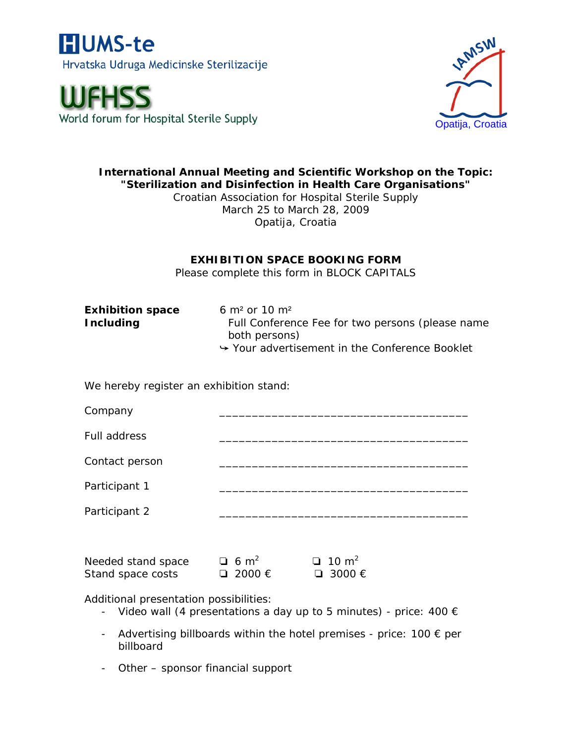HUMS-te
Hrvatska Udruga Medicinske Sterilizacije

WFHSS
World forum for Hospital Sterile Supply

IAMSW
Opatija, Croatia

**International Annual Meeting and Scientific Workshop on the Topic: "Sterilization and Disinfection in Health Care Organisations"**
Croatian Association for Hospital Sterile Supply
March 25 to March 28, 2009
Opatija, Croatia

## EXHIBITION SPACE BOOKING FORM

Please complete this form in BLOCK CAPITALS

**Exhibition space** 6 m² or 10 m²
**Including** Full Conference Fee for two persons (please name both persons)
↳ Your advertisement in the Conference Booklet

We hereby register an exhibition stand:

Company _____________________________________

Full address _____________________________________

Contact person _____________________________________

Participant 1 _____________________________________

Participant 2 _____________________________________

Needed stand space ❑ 6 $m^2$ ❑ 10 $m^2$
Stand space costs ❑ 2000 € ❑ 3000 €

Additional presentation possibilities:

- Video wall (4 presentations a day up to 5 minutes) - price: 400 €
- Advertising billboards within the hotel premises - price: 100 € per billboard
- Other – sponsor financial support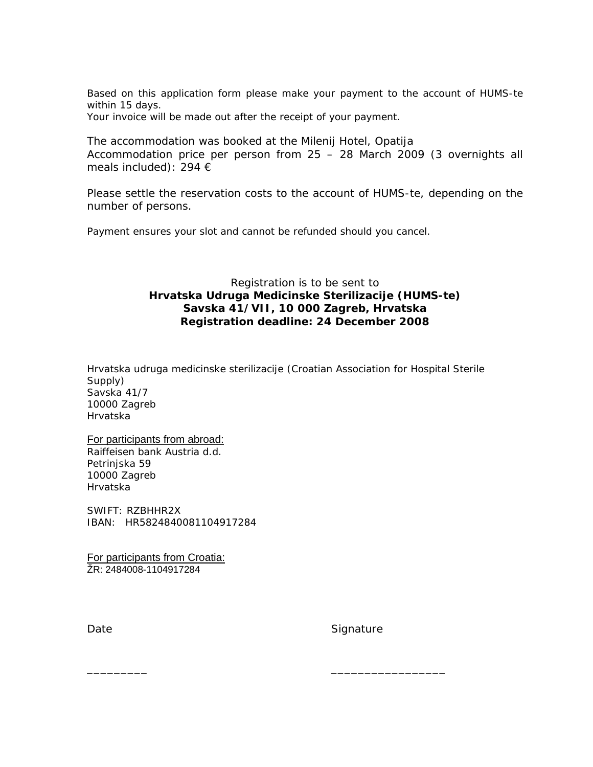Based on this application form please make your payment to the account of HUMS-te within 15 days.
Your invoice will be made out after the receipt of your payment.

The accommodation was booked at the Milenij Hotel, Opatija
Accommodation price per person from 25 – 28 March 2009 (3 overnights all meals included): 294 €

Please settle the reservation costs to the account of HUMS-te, depending on the number of persons.

Payment ensures your slot and cannot be refunded should you cancel.

Registration is to be sent to
**Hrvatska Udruga Medicinske Sterilizacije (HUMS-te)**
**Savska 41/VII, 10 000 Zagreb, Hrvatska**
**Registration deadline: 24 December 2008**

Hrvatska udruga medicinske sterilizacije (Croatian Association for Hospital Sterile Supply)
Savska 41/7
10000 Zagreb
Hrvatska

<u>For participants from abroad:</u>
Raiffeisen bank Austria d.d.
Petrinjska 59
10000 Zagreb
Hrvatska

SWIFT: RZBHHR2X
IBAN: HR5824840081104917284

<u>For participants from Croatia:</u>
ŽR: 2484008-1104917284

Date ___________

Signature _________________